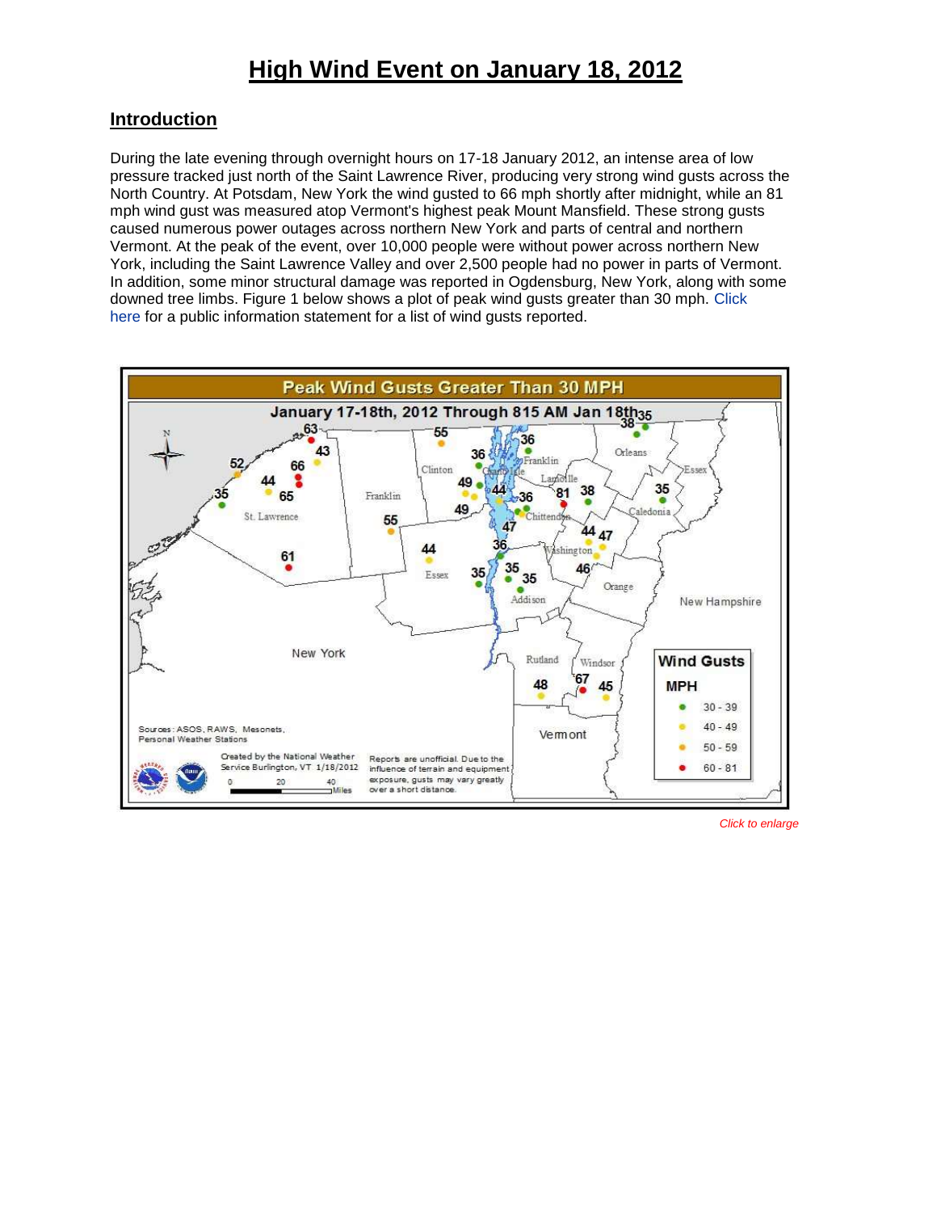# High Wind Event on January 18, 2012

## Introduction

During the late evening through overnight hours on 17-18 January 2012, an intense area of low pressure tracked just north of the Saint Lawrence River, producing very strong wind gusts across the North Country. At Potsdam, New York the wind gusted to 66 mph shortly after midnight, while an 81 mph wind gust was measured atop Vermont's highest peak Mount Mansfield. These strong gusts caused numerous power outages across northern New York and parts of central and northern Vermont. At the peak of the event, over 10,000 people were without power across northern New York, including the Saint Lawrence Valley and over 2,500 people had no power in parts of Vermont. In addition, some minor structural damage was reported in Ogdensburg, New York, along with some downed tree limbs. Figure 1 below shows a plot of peak wind gusts greater than 30 mph. Click here for a public information statement for a list of wind gusts reported.

*Click to enlarge*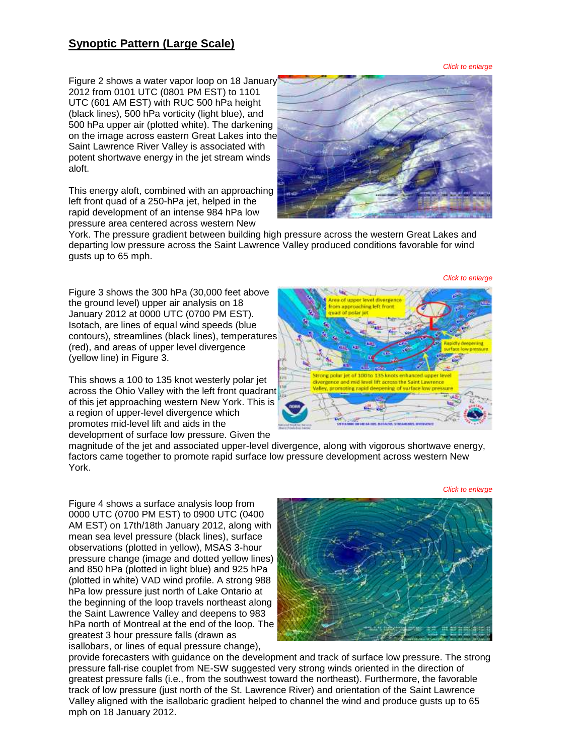## Synoptic Pattern (Large Scale)

*Click to enlarge*

Figure 2 shows a water vapor loop on 18 January 2012 from 0101 UTC (0801 PM EST) to 1101 UTC (601 AM EST) with RUC 500 hPa height (black lines), 500 hPa vorticity (light blue), and 500 hPa upper air (plotted white). The darkening on the image across eastern Great Lakes into the Saint Lawrence River Valley is associated with potent shortwave energy in the jet stream winds aloft.

This energy aloft, combined with an approaching left front quad of a 250-hPa jet, helped in the rapid development of an intense 984 hPa low pressure area centered across western New York. The pressure gradient between building high pressure across the western Great Lakes and departing low pressure across the Saint Lawrence Valley produced conditions favorable for wind gusts up to 65 mph.

*Click to enlarge*

Figure 3 shows the 300 hPa (30,000 feet above the ground level) upper air analysis on 18 January 2012 at 0000 UTC (0700 PM EST). Isotach, are lines of equal wind speeds (blue contours), streamlines (black lines), temperatures (red), and areas of upper level divergence (yellow line) in Figure 3.

This shows a 100 to 135 knot westerly polar jet across the Ohio Valley with the left front quadrant of this jet approaching western New York. This is a region of upper-level divergence which promotes mid-level lift and aids in the development of surface low pressure. Given the magnitude of the jet and associated upper-level divergence, along with vigorous shortwave energy, factors came together to promote rapid surface low pressure development across western New York.

*Click to enlarge*

Figure 4 shows a surface analysis loop from 0000 UTC (0700 PM EST) to 0900 UTC (0400 AM EST) on 17th/18th January 2012, along with mean sea level pressure (black lines), surface observations (plotted in yellow), MSAS 3-hour pressure change (image and dotted yellow lines) and 850 hPa (plotted in light blue) and 925 hPa (plotted in white) VAD wind profile. A strong 988 hPa low pressure just north of Lake Ontario at the beginning of the loop travels northeast along the Saint Lawrence Valley and deepens to 983 hPa north of Montreal at the end of the loop. The greatest 3 hour pressure falls (drawn as isallobars, or lines of equal pressure change), provide forecasters with guidance on the development and track of surface low pressure. The strong pressure fall-rise couplet from NE-SW suggested very strong winds oriented in the direction of greatest pressure falls (i.e., from the southwest toward the northeast). Furthermore, the favorable track of low pressure (just north of the St. Lawrence River) and orientation of the Saint Lawrence Valley aligned with the isallobaric gradient helped to channel the wind and produce gusts up to 65 mph on 18 January 2012.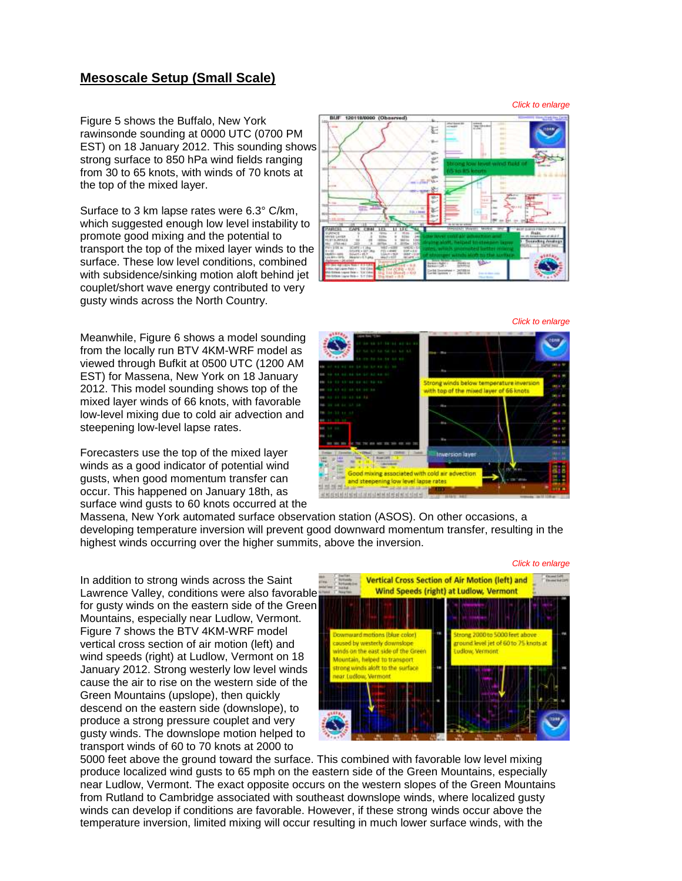## Mesoscale Setup (Small Scale)

*Click to enlarge*

Figure 5 shows the Buffalo, New York rawinsonde sounding at 0000 UTC (0700 PM EST) on 18 January 2012. This sounding shows strong surface to 850 hPa wind fields ranging from 30 to 65 knots, with winds of 70 knots at the top of the mixed layer.

Surface to 3 km lapse rates were 6.3° C/km, which suggested enough low level instability to promote good mixing and the potential to transport the top of the mixed layer winds to the surface. These low level conditions, combined with subsidence/sinking motion aloft behind jet couplet/short wave energy contributed to very gusty winds across the North Country.

*Click to enlarge*

Meanwhile, Figure 6 shows a model sounding from the locally run BTV 4KM-WRF model as viewed through Bufkit at 0500 UTC (1200 AM EST) for Massena, New York on 18 January 2012. This model sounding shows top of the mixed layer winds of 66 knots, with favorable low-level mixing due to cold air advection and steepening low-level lapse rates.

Forecasters use the top of the mixed layer winds as a good indicator of potential wind gusts, when good momentum transfer can occur. This happened on January 18th, as surface wind gusts to 60 knots occurred at the Massena, New York automated surface observation station (ASOS). On other occasions, a developing temperature inversion will prevent good downward momentum transfer, resulting in the highest winds occurring over the higher summits, above the inversion.

*Click to enlarge*

In addition to strong winds across the Saint Lawrence Valley, conditions were also favorable for gusty winds on the eastern side of the Green Mountains, especially near Ludlow, Vermont. Figure 7 shows the BTV 4KM-WRF model vertical cross section of air motion (left) and wind speeds (right) at Ludlow, Vermont on 18 January 2012. Strong westerly low level winds cause the air to rise on the western side of the Green Mountains (upslope), then quickly descend on the eastern side (downslope), to produce a strong pressure couplet and very gusty winds. The downslope motion helped to transport winds of 60 to 70 knots at 2000 to 5000 feet above the ground toward the surface. This combined with favorable low level mixing produce localized wind gusts to 65 mph on the eastern side of the Green Mountains, especially near Ludlow, Vermont. The exact opposite occurs on the western slopes of the Green Mountains from Rutland to Cambridge associated with southeast downslope winds, where localized gusty winds can develop if conditions are favorable. However, if these strong winds occur above the temperature inversion, limited mixing will occur resulting in much lower surface winds, with the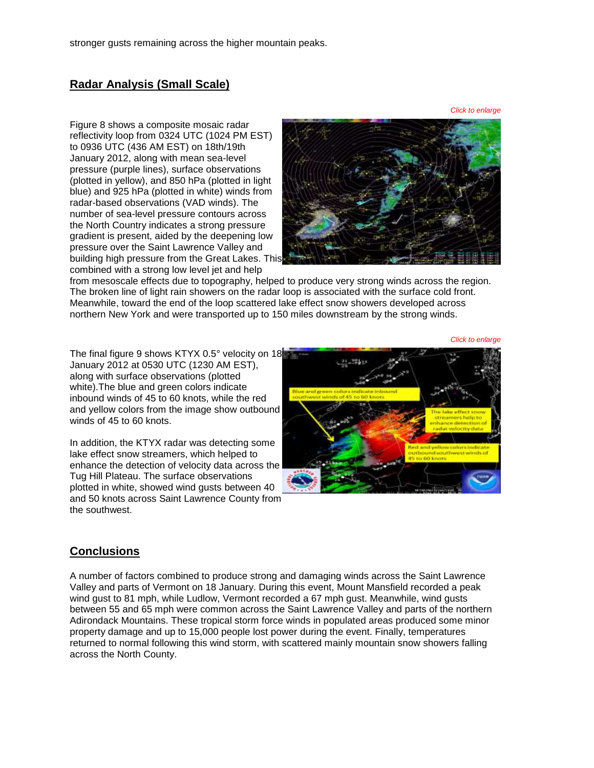stronger gusts remaining across the higher mountain peaks.

## Radar Analysis (Small Scale)

*Click to enlarge*

Figure 8 shows a composite mosaic radar reflectivity loop from 0324 UTC (1024 PM EST) to 0936 UTC (436 AM EST) on 18th/19th January 2012, along with mean sea-level pressure (purple lines), surface observations (plotted in yellow), and 850 hPa (plotted in light blue) and 925 hPa (plotted in white) winds from radar-based observations (VAD winds). The number of sea-level pressure contours across the North Country indicates a strong pressure gradient is present, aided by the deepening low pressure over the Saint Lawrence Valley and building high pressure from the Great Lakes. This combined with a strong low level jet and help from mesoscale effects due to topography, helped to produce very strong winds across the region. The broken line of light rain showers on the radar loop is associated with the surface cold front. Meanwhile, toward the end of the loop scattered lake effect snow showers developed across northern New York and were transported up to 150 miles downstream by the strong winds.

*Click to enlarge*

The final figure 9 shows KTYX 0.5° velocity on 18 January 2012 at 0530 UTC (1230 AM EST), along with surface observations (plotted white).The blue and green colors indicate inbound winds of 45 to 60 knots, while the red and yellow colors from the image show outbound winds of 45 to 60 knots.

In addition, the KTYX radar was detecting some lake effect snow streamers, which helped to enhance the detection of velocity data across the Tug Hill Plateau. The surface observations plotted in white, showed wind gusts between 40 and 50 knots across Saint Lawrence County from the southwest.

## Conclusions

A number of factors combined to produce strong and damaging winds across the Saint Lawrence Valley and parts of Vermont on 18 January. During this event, Mount Mansfield recorded a peak wind gust to 81 mph, while Ludlow, Vermont recorded a 67 mph gust. Meanwhile, wind gusts between 55 and 65 mph were common across the Saint Lawrence Valley and parts of the northern Adirondack Mountains. These tropical storm force winds in populated areas produced some minor property damage and up to 15,000 people lost power during the event. Finally, temperatures returned to normal following this wind storm, with scattered mainly mountain snow showers falling across the North County.